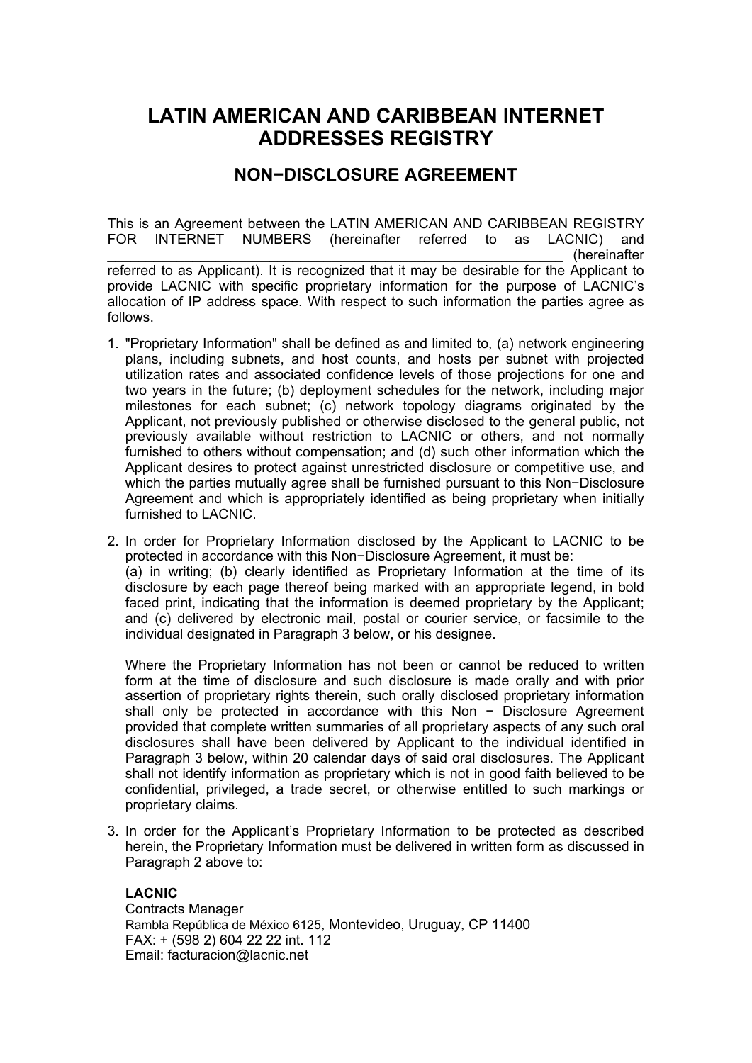# LATIN AMERICAN AND CARIBBEAN INTERNET ADDRESSES REGISTRY

## NON−DISCLOSURE AGREEMENT

This is an Agreement between the LATIN AMERICAN AND CARIBBEAN REGISTRY FOR INTERNET NUMBERS (hereinafter referred to as LACNIC) and ____________________________________________________________ (hereinafter referred to as Applicant). It is recognized that it may be desirable for the Applicant to provide LACNIC with specific proprietary information for the purpose of LACNIC's allocation of IP address space. With respect to such information the parties agree as follows.

1. "Proprietary Information" shall be defined as and limited to, (a) network engineering plans, including subnets, and host counts, and hosts per subnet with projected utilization rates and associated confidence levels of those projections for one and two years in the future; (b) deployment schedules for the network, including major milestones for each subnet; (c) network topology diagrams originated by the Applicant, not previously published or otherwise disclosed to the general public, not previously available without restriction to LACNIC or others, and not normally furnished to others without compensation; and (d) such other information which the Applicant desires to protect against unrestricted disclosure or competitive use, and which the parties mutually agree shall be furnished pursuant to this Non−Disclosure Agreement and which is appropriately identified as being proprietary when initially furnished to LACNIC.

2. In order for Proprietary Information disclosed by the Applicant to LACNIC to be protected in accordance with this Non−Disclosure Agreement, it must be: (a) in writing; (b) clearly identified as Proprietary Information at the time of its disclosure by each page thereof being marked with an appropriate legend, in bold faced print, indicating that the information is deemed proprietary by the Applicant; and (c) delivered by electronic mail, postal or courier service, or facsimile to the individual designated in Paragraph 3 below, or his designee.

   Where the Proprietary Information has not been or cannot be reduced to written form at the time of disclosure and such disclosure is made orally and with prior assertion of proprietary rights therein, such orally disclosed proprietary information shall only be protected in accordance with this Non − Disclosure Agreement provided that complete written summaries of all proprietary aspects of any such oral disclosures shall have been delivered by Applicant to the individual identified in Paragraph 3 below, within 20 calendar days of said oral disclosures. The Applicant shall not identify information as proprietary which is not in good faith believed to be confidential, privileged, a trade secret, or otherwise entitled to such markings or proprietary claims.

3. In order for the Applicant's Proprietary Information to be protected as described herein, the Proprietary Information must be delivered in written form as discussed in Paragraph 2 above to:

   **LACNIC**
   Contracts Manager
   Rambla República de México 6125, Montevideo, Uruguay, CP 11400
   FAX: + (598 2) 604 22 22 int. 112
   Email: facturacion@lacnic.net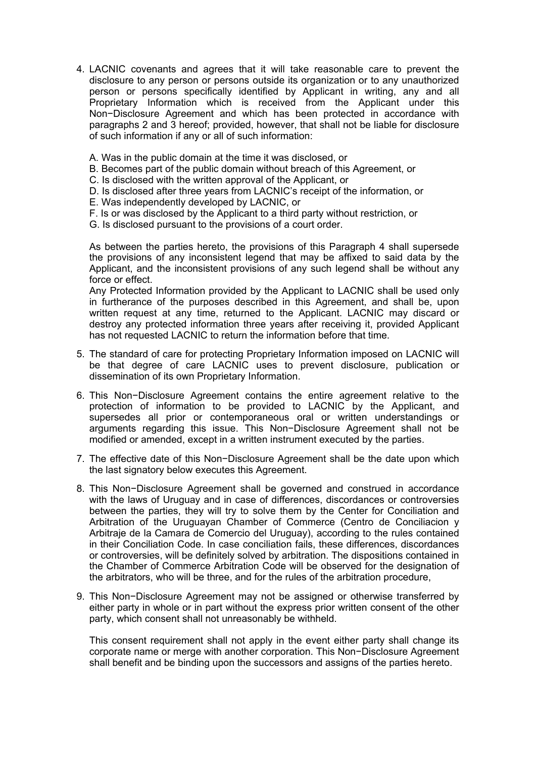4. LACNIC covenants and agrees that it will take reasonable care to prevent the disclosure to any person or persons outside its organization or to any unauthorized person or persons specifically identified by Applicant in writing, any and all Proprietary Information which is received from the Applicant under this Non−Disclosure Agreement and which has been protected in accordance with paragraphs 2 and 3 hereof; provided, however, that shall not be liable for disclosure of such information if any or all of such information:

   A. Was in the public domain at the time it was disclosed, or
   B. Becomes part of the public domain without breach of this Agreement, or
   C. Is disclosed with the written approval of the Applicant, or
   D. Is disclosed after three years from LACNIC's receipt of the information, or
   E. Was independently developed by LACNIC, or
   F. Is or was disclosed by the Applicant to a third party without restriction, or
   G. Is disclosed pursuant to the provisions of a court order.

   As between the parties hereto, the provisions of this Paragraph 4 shall supersede the provisions of any inconsistent legend that may be affixed to said data by the Applicant, and the inconsistent provisions of any such legend shall be without any force or effect.
   Any Protected Information provided by the Applicant to LACNIC shall be used only in furtherance of the purposes described in this Agreement, and shall be, upon written request at any time, returned to the Applicant. LACNIC may discard or destroy any protected information three years after receiving it, provided Applicant has not requested LACNIC to return the information before that time.

5. The standard of care for protecting Proprietary Information imposed on LACNIC will be that degree of care LACNIC uses to prevent disclosure, publication or dissemination of its own Proprietary Information.

6. This Non−Disclosure Agreement contains the entire agreement relative to the protection of information to be provided to LACNIC by the Applicant, and supersedes all prior or contemporaneous oral or written understandings or arguments regarding this issue. This Non−Disclosure Agreement shall not be modified or amended, except in a written instrument executed by the parties.

7. The effective date of this Non−Disclosure Agreement shall be the date upon which the last signatory below executes this Agreement.

8. This Non−Disclosure Agreement shall be governed and construed in accordance with the laws of Uruguay and in case of differences, discordances or controversies between the parties, they will try to solve them by the Center for Conciliation and Arbitration of the Uruguayan Chamber of Commerce (Centro de Conciliacion y Arbitraje de la Camara de Comercio del Uruguay), according to the rules contained in their Conciliation Code. In case conciliation fails, these differences, discordances or controversies, will be definitely solved by arbitration. The dispositions contained in the Chamber of Commerce Arbitration Code will be observed for the designation of the arbitrators, who will be three, and for the rules of the arbitration procedure,

9. This Non−Disclosure Agreement may not be assigned or otherwise transferred by either party in whole or in part without the express prior written consent of the other party, which consent shall not unreasonably be withheld.

   This consent requirement shall not apply in the event either party shall change its corporate name or merge with another corporation. This Non−Disclosure Agreement shall benefit and be binding upon the successors and assigns of the parties hereto.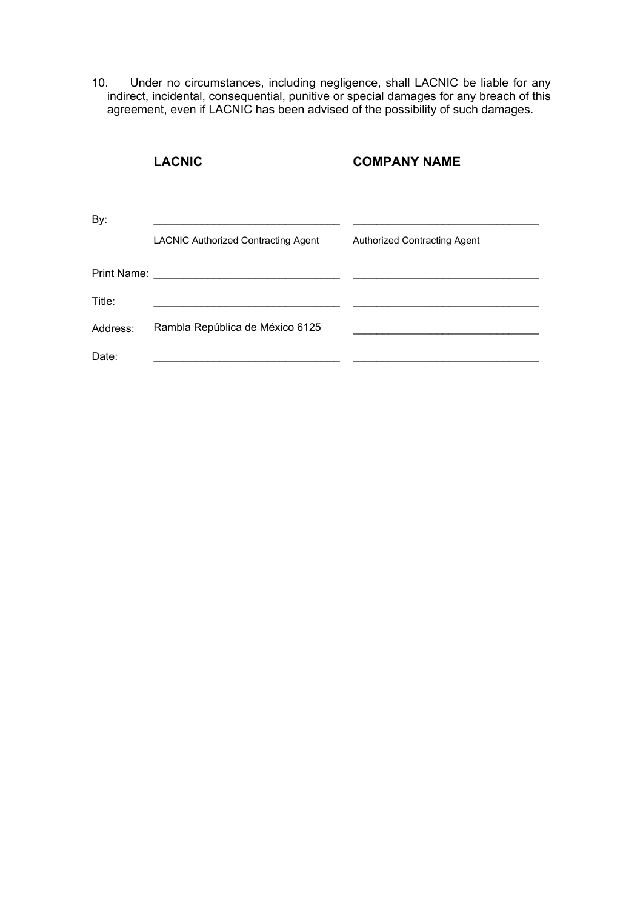10. Under no circumstances, including negligence, shall LACNIC be liable for any indirect, incidental, consequential, punitive or special damages for any breach of this agreement, even if LACNIC has been advised of the possibility of such damages.

| | **LACNIC** | **COMPANY NAME** |
|---|---|---|
| By: | ______________________________<br>LACNIC Authorized Contracting Agent | ______________________________<br>Authorized Contracting Agent |
| Print Name: | ______________________________ | ______________________________ |
| Title: | ______________________________ | ______________________________ |
| Address: | Rambla República de México 6125 | ______________________________ |
| Date: | ______________________________ | ______________________________ |